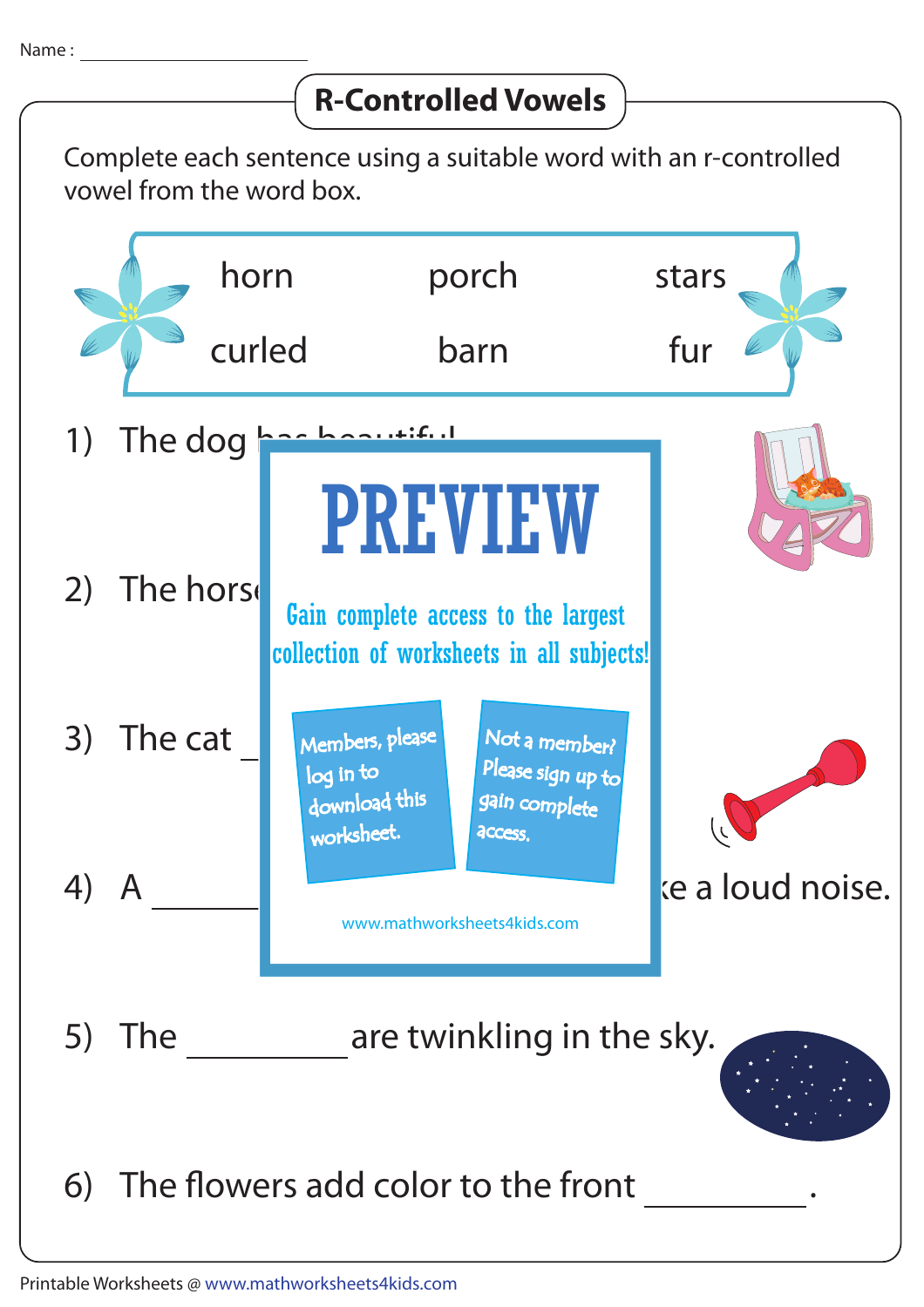Name : ______________________

# R-Controlled Vowels

Complete each sentence using a suitable word with an r-controlled vowel from the word box.

| horn | porch | stars |
|---|---|---|
| curled | barn | fur |

1) The dog has beautiful

2) The horse

3) The cat ___

4) A ________ ke a loud noise.

PREVIEW

Gain complete access to the largest collection of worksheets in all subjects!

Members, please log in to download this worksheet.

Not a member? Please sign up to gain complete access.

www.mathworksheets4kids.com

5) The __________ are twinkling in the sky.

6) The flowers add color to the front __________.

Printable Worksheets @ www.mathworksheets4kids.com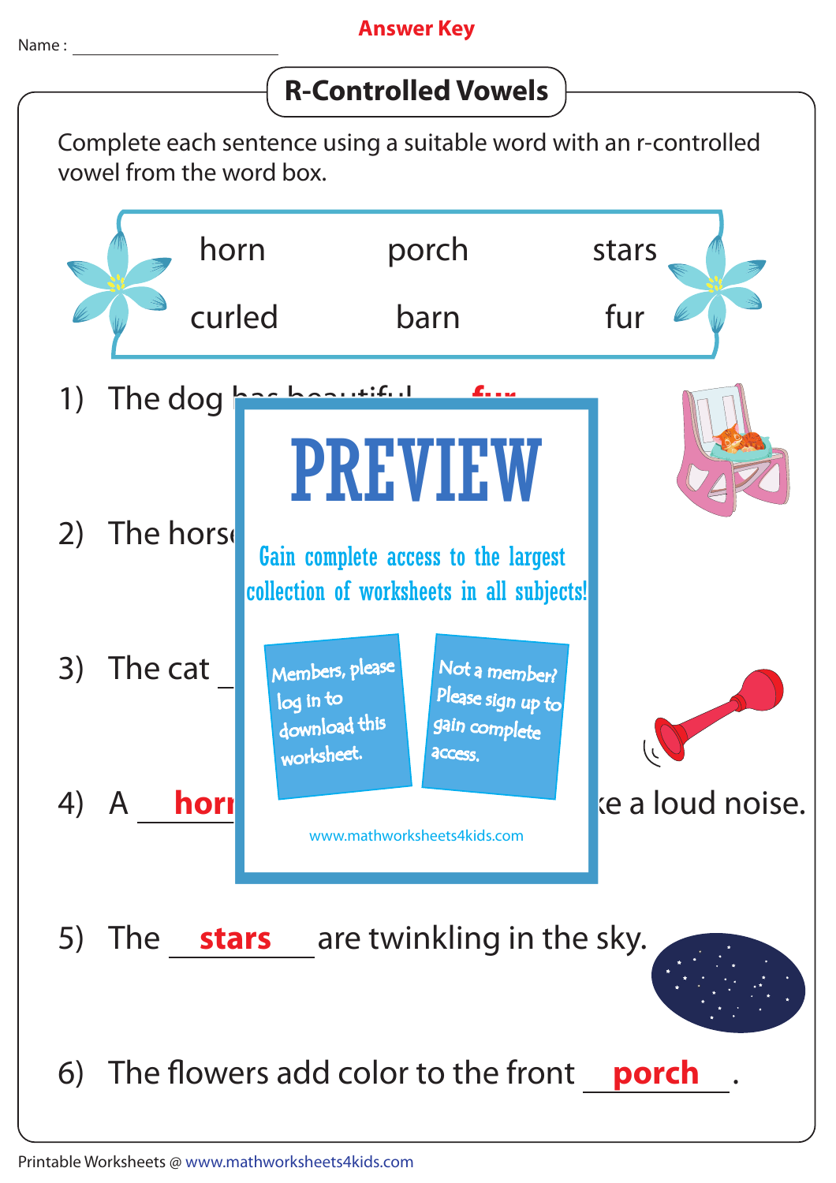Answer Key

Name : ____________________

# R-Controlled Vowels

Complete each sentence using a suitable word with an r-controlled vowel from the word box.

| | | |
|---|---|---|
| horn | porch | stars |
| curled | barn | fur |

1) The dog has beautiful **fur**

2) The horse

3) The cat ___

4) A **horn** ... ke a loud noise.

PREVIEW

Gain complete access to the largest collection of worksheets in all subjects!

Members, please log in to download this worksheet.

Not a member? Please sign up to gain complete access.

www.mathworksheets4kids.com

5) The **stars** are twinkling in the sky.

6) The flowers add color to the front **porch**.

Printable Worksheets @ www.mathworksheets4kids.com